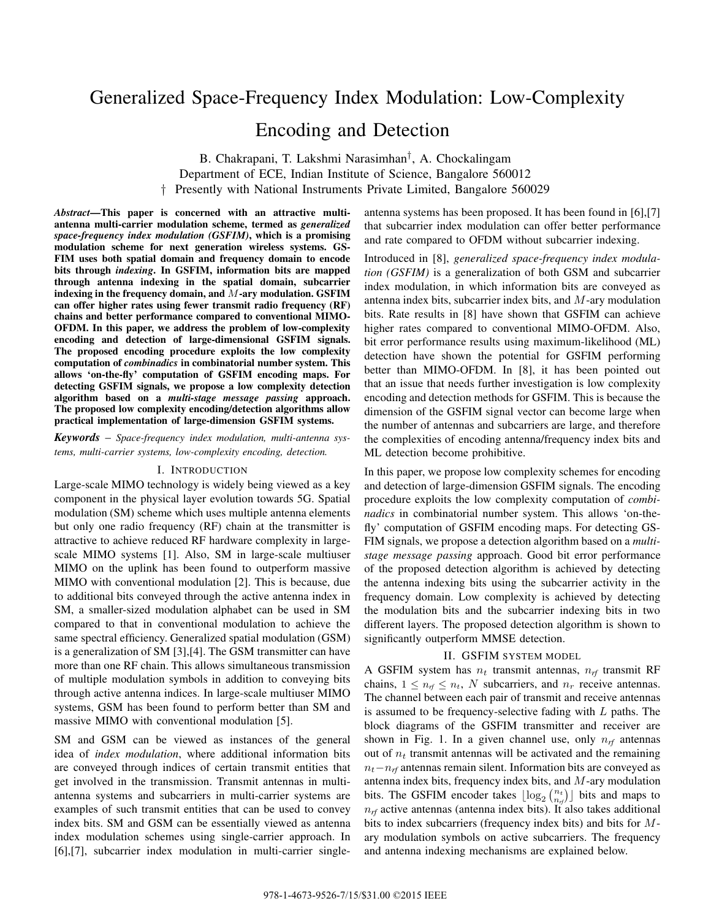# Generalized Space-Frequency Index Modulation: Low-Complexity Encoding and Detection

B. Chakrapani, T. Lakshmi Narasimhan[†], A. Chockalingam
Department of ECE, Indian Institute of Science, Bangalore 560012
† Presently with National Instruments Private Limited, Bangalore 560029

***Abstract*—This paper is concerned with an attractive multi-antenna multi-carrier modulation scheme, termed as *generalized space-frequency index modulation (GSFIM)*, which is a promising modulation scheme for next generation wireless systems. GSFIM uses both spatial domain and frequency domain to encode bits through *indexing*. In GSFIM, information bits are mapped through antenna indexing in the spatial domain, subcarrier indexing in the frequency domain, and $M$-ary modulation. GSFIM can offer higher rates using fewer transmit radio frequency (RF) chains and better performance compared to conventional MIMO-OFDM. In this paper, we address the problem of low-complexity encoding and detection of large-dimensional GSFIM signals. The proposed encoding procedure exploits the low complexity computation of *combinadics* in combinatorial number system. This allows 'on-the-fly' computation of GSFIM encoding maps. For detecting GSFIM signals, we propose a low complexity detection algorithm based on a *multi-stage message passing* approach. The proposed low complexity encoding/detection algorithms allow practical implementation of large-dimension GSFIM systems.**

***Keywords*** – *Space-frequency index modulation, multi-antenna systems, multi-carrier systems, low-complexity encoding, detection.*

## I. Introduction

Large-scale MIMO technology is widely being viewed as a key component in the physical layer evolution towards 5G. Spatial modulation (SM) scheme which uses multiple antenna elements but only one radio frequency (RF) chain at the transmitter is attractive to achieve reduced RF hardware complexity in large-scale MIMO systems [1]. Also, SM in large-scale multiuser MIMO on the uplink has been found to outperform massive MIMO with conventional modulation [2]. This is because, due to additional bits conveyed through the active antenna index in SM, a smaller-sized modulation alphabet can be used in SM compared to that in conventional modulation to achieve the same spectral efficiency. Generalized spatial modulation (GSM) is a generalization of SM [3],[4]. The GSM transmitter can have more than one RF chain. This allows simultaneous transmission of multiple modulation symbols in addition to conveying bits through active antenna indices. In large-scale multiuser MIMO systems, GSM has been found to perform better than SM and massive MIMO with conventional modulation [5].

SM and GSM can be viewed as instances of the general idea of *index modulation*, where additional information bits are conveyed through indices of certain transmit entities that get involved in the transmission. Transmit antennas in multi-antenna systems and subcarriers in multi-carrier systems are examples of such transmit entities that can be used to convey index bits. SM and GSM can be essentially viewed as antenna index modulation schemes using single-carrier approach. In [6],[7], subcarrier index modulation in multi-carrier single-antenna systems has been proposed. It has been found in [6],[7] that subcarrier index modulation can offer better performance and rate compared to OFDM without subcarrier indexing.

Introduced in [8], *generalized space-frequency index modulation (GSFIM)* is a generalization of both GSM and subcarrier index modulation, in which information bits are conveyed as antenna index bits, subcarrier index bits, and $M$-ary modulation bits. Rate results in [8] have shown that GSFIM can achieve higher rates compared to conventional MIMO-OFDM. Also, bit error performance results using maximum-likelihood (ML) detection have shown the potential for GSFIM performing better than MIMO-OFDM. In [8], it has been pointed out that an issue that needs further investigation is low complexity encoding and detection methods for GSFIM. This is because the dimension of the GSFIM signal vector can become large when the number of antennas and subcarriers are large, and therefore the complexities of encoding antenna/frequency index bits and ML detection become prohibitive.

In this paper, we propose low complexity schemes for encoding and detection of large-dimension GSFIM signals. The encoding procedure exploits the low complexity computation of *combinadics* in combinatorial number system. This allows 'on-the-fly' computation of GSFIM encoding maps. For detecting GSFIM signals, we propose a detection algorithm based on a *multi-stage message passing* approach. Good bit error performance of the proposed detection algorithm is achieved by detecting the antenna indexing bits using the subcarrier activity in the frequency domain. Low complexity is achieved by detecting the modulation bits and the subcarrier indexing bits in two different layers. The proposed detection algorithm is shown to significantly outperform MMSE detection.

## II. GSFIM System Model

A GSFIM system has $n_t$ transmit antennas, $n_{rf}$ transmit RF chains, $1 \leq n_{rf} \leq n_t$, $N$ subcarriers, and $n_r$ receive antennas. The channel between each pair of transmit and receive antennas is assumed to be frequency-selective fading with $L$ paths. The block diagrams of the GSFIM transmitter and receiver are shown in Fig. 1. In a given channel use, only $n_{rf}$ antennas out of $n_t$ transmit antennas will be activated and the remaining $n_t - n_{rf}$ antennas remain silent. Information bits are conveyed as antenna index bits, frequency index bits, and $M$-ary modulation bits. The GSFIM encoder takes $\lfloor \log_2 \binom{n_t}{n_{rf}} \rfloor$ bits and maps to $n_{rf}$ active antennas (antenna index bits). It also takes additional bits to index subcarriers (frequency index bits) and bits for $M$-ary modulation symbols on active subcarriers. The frequency and antenna indexing mechanisms are explained below.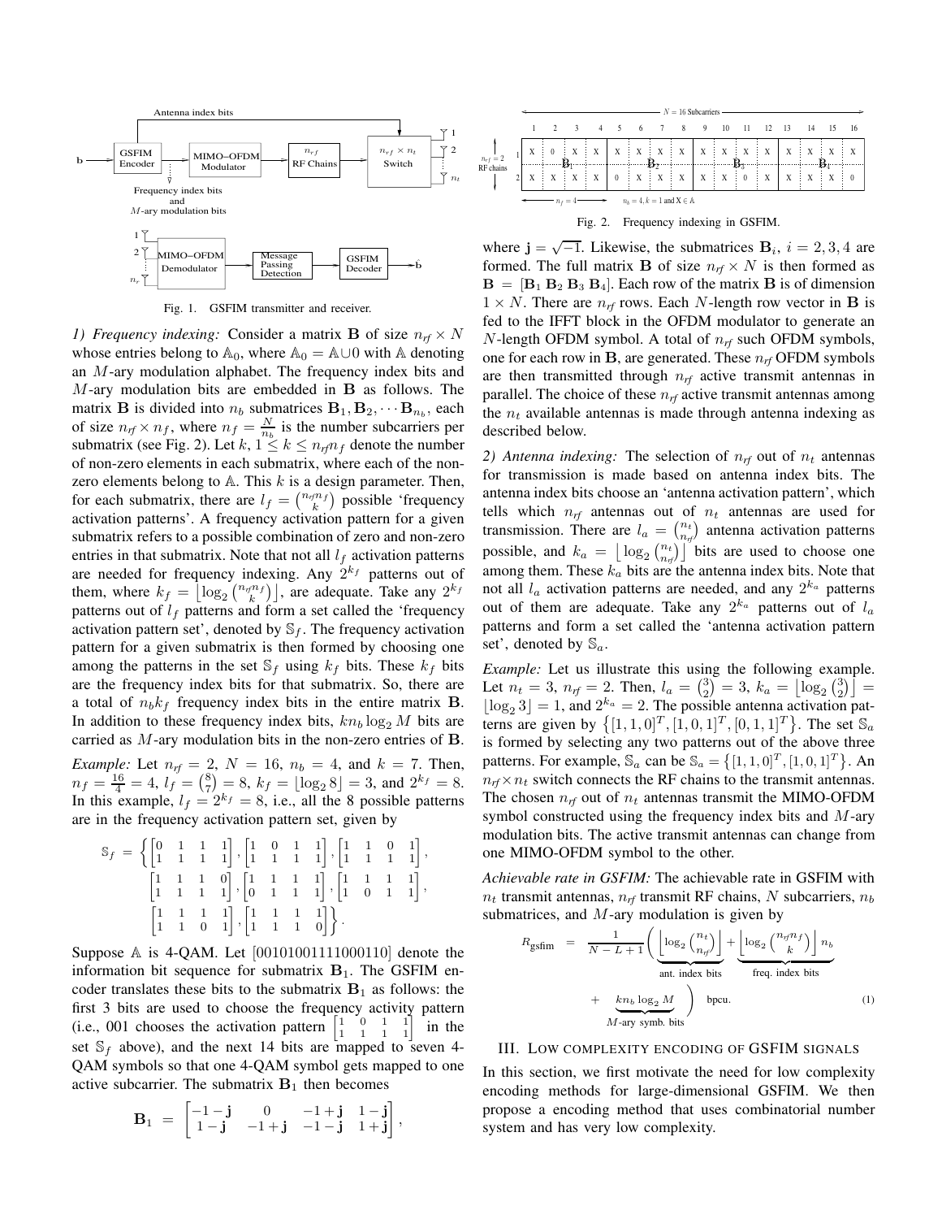Fig. 1. GSFIM transmitter and receiver.

*1) Frequency indexing:* Consider a matrix $\mathbf{B}$ of size $n_{rf} \times N$ whose entries belong to $\mathbb{A}_0$, where $\mathbb{A}_0 = \mathbb{A} \cup 0$ with $\mathbb{A}$ denoting an $M$-ary modulation alphabet. The frequency index bits and $M$-ary modulation bits are embedded in $\mathbf{B}$ as follows. The matrix $\mathbf{B}$ is divided into $n_b$ submatrices $\mathbf{B}_1, \mathbf{B}_2, \cdots \mathbf{B}_{n_b}$, each of size $n_{rf} \times n_f$, where $n_f = \frac{N}{n_b}$ is the number subcarriers per submatrix (see Fig. 2). Let $k$, $1 \leq k \leq n_{rf} n_f$ denote the number of non-zero elements in each submatrix, where each of the non-zero elements belong to $\mathbb{A}$. This $k$ is a design parameter. Then, for each submatrix, there are $l_f = \binom{n_{rf} n_f}{k}$ possible 'frequency activation patterns'. A frequency activation pattern for a given submatrix refers to a possible combination of zero and non-zero entries in that submatrix. Note that not all $l_f$ activation patterns are needed for frequency indexing. Any $2^{k_f}$ patterns out of them, where $k_f = \left\lfloor \log_2 \binom{n_{rf} n_f}{k} \right\rfloor$, are adequate. Take any $2^{k_f}$ patterns out of $l_f$ patterns and form a set called the 'frequency activation pattern set', denoted by $\mathbb{S}_f$. The frequency activation pattern for a given submatrix is then formed by choosing one among the patterns in the set $\mathbb{S}_f$ using $k_f$ bits. These $k_f$ bits are the frequency index bits for that submatrix. So, there are a total of $n_b k_f$ frequency index bits in the entire matrix $\mathbf{B}$. In addition to these frequency index bits, $k n_b \log_2 M$ bits are carried as $M$-ary modulation bits in the non-zero entries of $\mathbf{B}$.

*Example:* Let $n_{rf} = 2$, $N = 16$, $n_b = 4$, and $k = 7$. Then, $n_f = \frac{16}{4} = 4$, $l_f = \binom{8}{7} = 8$, $k_f = \lfloor \log_2 8 \rfloor = 3$, and $2^{k_f} = 8$. In this example, $l_f = 2^{k_f} = 8$, i.e., all the 8 possible patterns are in the frequency activation pattern set, given by

$$
\begin{aligned}
\mathbb{S}_f = \Bigg\{ & \begin{bmatrix} 0 & 1 & 1 & 1 \\ 1 & 1 & 1 & 1 \end{bmatrix}, \begin{bmatrix} 1 & 0 & 1 & 1 \\ 1 & 1 & 1 & 1 \end{bmatrix}, \begin{bmatrix} 1 & 1 & 0 & 1 \\ 1 & 1 & 1 & 1 \end{bmatrix}, \\
& \begin{bmatrix} 1 & 1 & 1 & 0 \\ 1 & 1 & 1 & 1 \end{bmatrix}, \begin{bmatrix} 1 & 1 & 1 & 1 \\ 0 & 1 & 1 & 1 \end{bmatrix}, \begin{bmatrix} 1 & 1 & 1 & 1 \\ 1 & 0 & 1 & 1 \end{bmatrix}, \\
& \begin{bmatrix} 1 & 1 & 1 & 1 \\ 1 & 1 & 0 & 1 \end{bmatrix}, \begin{bmatrix} 1 & 1 & 1 & 1 \\ 1 & 1 & 1 & 0 \end{bmatrix} \Bigg\}.
\end{aligned}
$$

Suppose $\mathbb{A}$ is 4-QAM. Let [00101001111000110] denote the information bit sequence for submatrix $\mathbf{B}_1$. The GSFIM encoder translates these bits to the submatrix $\mathbf{B}_1$ as follows: the first 3 bits are used to choose the frequency activity pattern (i.e., 001 chooses the activation pattern $\begin{bmatrix} 1 & 0 & 1 & 1 \\ 1 & 1 & 1 & 1 \end{bmatrix}$ in the set $\mathbb{S}_f$ above), and the next 14 bits are mapped to seven 4-QAM symbols so that one 4-QAM symbol gets mapped to one active subcarrier. The submatrix $\mathbf{B}_1$ then becomes

$$
\mathbf{B}_1 = \begin{bmatrix} -1-\mathbf{j} & 0 & -1+\mathbf{j} & 1-\mathbf{j} \\ 1-\mathbf{j} & -1+\mathbf{j} & -1-\mathbf{j} & 1+\mathbf{j} \end{bmatrix},
$$

Fig. 2. Frequency indexing in GSFIM.

where $\mathbf{j} = \sqrt{-1}$. Likewise, the submatrices $\mathbf{B}_i$, $i = 2, 3, 4$ are formed. The full matrix $\mathbf{B}$ of size $n_{rf} \times N$ is then formed as $\mathbf{B} = [\mathbf{B}_1 \, \mathbf{B}_2 \, \mathbf{B}_3 \, \mathbf{B}_4]$. Each row of the matrix $\mathbf{B}$ is of dimension $1 \times N$. There are $n_{rf}$ rows. Each $N$-length row vector in $\mathbf{B}$ is fed to the IFFT block in the OFDM modulator to generate an $N$-length OFDM symbol. A total of $n_{rf}$ such OFDM symbols, one for each row in $\mathbf{B}$, are generated. These $n_{rf}$ OFDM symbols are then transmitted through $n_{rf}$ active transmit antennas in parallel. The choice of these $n_{rf}$ active transmit antennas among the $n_t$ available antennas is made through antenna indexing as described below.

*2) Antenna indexing:* The selection of $n_{rf}$ out of $n_t$ antennas for transmission is made based on antenna index bits. The antenna index bits choose an 'antenna activation pattern', which tells which $n_{rf}$ antennas out of $n_t$ antennas are used for transmission. There are $l_a = \binom{n_t}{n_{rf}}$ antenna activation patterns possible, and $k_a = \left\lfloor \log_2 \binom{n_t}{n_{rf}} \right\rfloor$ bits are used to choose one among them. These $k_a$ bits are the antenna index bits. Note that not all $l_a$ activation patterns are needed, and any $2^{k_a}$ patterns out of them are adequate. Take any $2^{k_a}$ patterns out of $l_a$ patterns and form a set called the 'antenna activation pattern set', denoted by $\mathbb{S}_a$.

*Example:* Let us illustrate this using the following example. Let $n_t = 3$, $n_{rf} = 2$. Then, $l_a = \binom{3}{2} = 3$, $k_a = \left\lfloor \log_2 \binom{3}{2} \right\rfloor = \lfloor \log_2 3 \rfloor = 1$, and $2^{k_a} = 2$. The possible antenna activation patterns are given by $\{[1,1,0]^T, [1,0,1]^T, [0,1,1]^T\}$. The set $\mathbb{S}_a$ is formed by selecting any two patterns out of the above three patterns. For example, $\mathbb{S}_a$ can be $\mathbb{S}_a = \{[1,1,0]^T, [1,0,1]^T\}$. An $n_{rf} \times n_t$ switch connects the RF chains to the transmit antennas. The chosen $n_{rf}$ out of $n_t$ antennas transmit the MIMO-OFDM symbol constructed using the frequency index bits and $M$-ary modulation bits. The active transmit antennas can change from one MIMO-OFDM symbol to the other.

*Achievable rate in GSFIM:* The achievable rate in GSFIM with $n_t$ transmit antennas, $n_{rf}$ transmit RF chains, $N$ subcarriers, $n_b$ submatrices, and $M$-ary modulation is given by

$$
R_{\text{gsfim}} = \frac{1}{N-L+1} \Bigg( \underbrace{\left\lfloor \log_2 \binom{n_t}{n_{rf}} \right\rfloor}_{\text{ant. index bits}} + \underbrace{\left\lfloor \log_2 \binom{n_{rf} n_f}{k} \right\rfloor n_b}_{\text{freq. index bits}} + \underbrace{k n_b \log_2 M}_{M\text{-ary symb. bits}} \Bigg) \ \text{bpcu}. \tag{1}
$$

## III. Low complexity encoding of GSFIM signals

In this section, we first motivate the need for low complexity encoding methods for large-dimensional GSFIM. We then propose a encoding method that uses combinatorial number system and has very low complexity.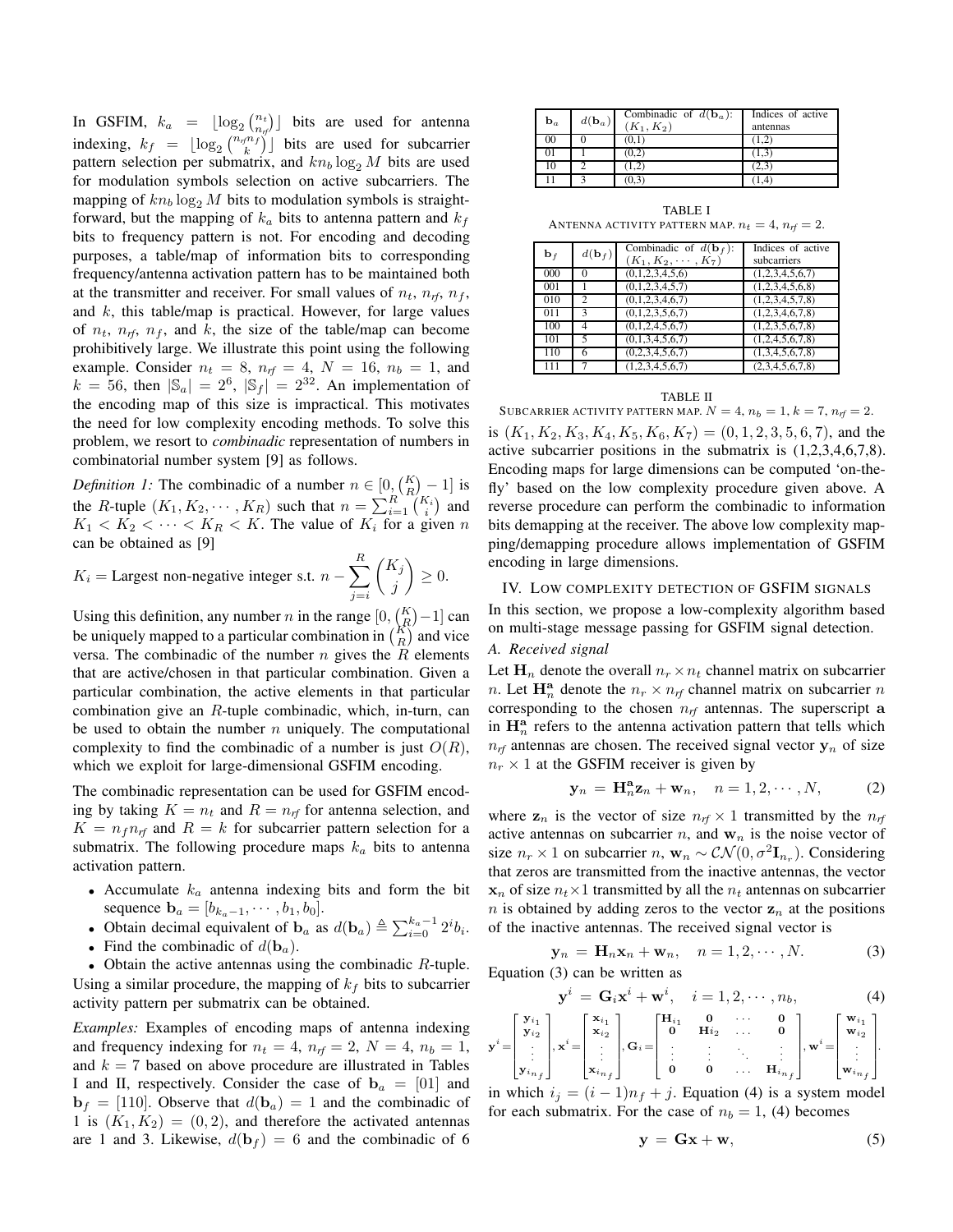In GSFIM, $k_a = \lfloor \log_2 \binom{n_t}{n_{rf}} \rfloor$ bits are used for antenna indexing, $k_f = \lfloor \log_2 \binom{n_f n_{rf}}{k} \rfloor$ bits are used for subcarrier pattern selection per submatrix, and $kn_b \log_2 M$ bits are used for modulation symbols selection on active subcarriers. The mapping of $kn_b \log_2 M$ bits to modulation symbols is straightforward, but the mapping of $k_a$ bits to antenna pattern and $k_f$ bits to frequency pattern is not. For encoding and decoding purposes, a table/map of information bits to corresponding frequency/antenna activation pattern has to be maintained both at the transmitter and receiver. For small values of $n_t$, $n_{rf}$, $n_f$, and $k$, this table/map is practical. However, for large values of $n_t$, $n_{rf}$, $n_f$, and $k$, the size of the table/map can become prohibitively large. We illustrate this point using the following example. Consider $n_t = 8$, $n_{rf} = 4$, $N = 16$, $n_b = 1$, and $k = 56$, then $|\mathbb{S}_a| = 2^6$, $|\mathbb{S}_f| = 2^{32}$. An implementation of the encoding map of this size is impractical. This motivates the need for low complexity encoding methods. To solve this problem, we resort to *combinadic* representation of numbers in combinatorial number system [9] as follows.

*Definition 1:* The combinadic of a number $n \in [0, \binom{K}{R} - 1]$ is the $R$-tuple $(K_1, K_2, \cdots, K_R)$ such that $n = \sum_{i=1}^{R} \binom{K_i}{i}$ and $K_1 < K_2 < \cdots < K_R < K$. The value of $K_i$ for a given $n$ can be obtained as [9]

$$K_i = \text{Largest non-negative integer s.t. } n - \sum_{j=i}^{R} \binom{K_j}{j} \geq 0.$$

Using this definition, any number $n$ in the range $[0, \binom{K}{R} - 1]$ can be uniquely mapped to a particular combination in $\binom{K}{R}$ and vice versa. The combinadic of the number $n$ gives the $R$ elements that are active/chosen in that particular combination. Given a particular combination, the active elements in that particular combination give an $R$-tuple combinadic, which, in-turn, can be used to obtain the number $n$ uniquely. The computational complexity to find the combinadic of a number is just $O(R)$, which we exploit for large-dimensional GSFIM encoding.

The combinadic representation can be used for GSFIM encoding by taking $K = n_t$ and $R = n_{rf}$ for antenna selection, and $K = n_f n_{rf}$ and $R = k$ for subcarrier pattern selection for a submatrix. The following procedure maps $k_a$ bits to antenna activation pattern.

- Accumulate $k_a$ antenna indexing bits and form the bit sequence $\mathbf{b}_a = [b_{k_a-1}, \cdots, b_1, b_0]$.
- Obtain decimal equivalent of $\mathbf{b}_a$ as $d(\mathbf{b}_a) \triangleq \sum_{i=0}^{k_a-1} 2^i b_i$.
- Find the combinadic of $d(\mathbf{b}_a)$.
- Obtain the active antennas using the combinadic $R$-tuple.

Using a similar procedure, the mapping of $k_f$ bits to subcarrier activity pattern per submatrix can be obtained.

*Examples:* Examples of encoding maps of antenna indexing and frequency indexing for $n_t = 4$, $n_{rf} = 2$, $N = 4$, $n_b = 1$, and $k = 7$ based on above procedure are illustrated in Tables I and II, respectively. Consider the case of $\mathbf{b}_a = [01]$ and $\mathbf{b}_f = [110]$. Observe that $d(\mathbf{b}_a) = 1$ and the combinadic of 1 is $(K_1, K_2) = (0, 2)$, and therefore the activated antennas are 1 and 3. Likewise, $d(\mathbf{b}_f) = 6$ and the combinadic of 6 is $(K_1, K_2, K_3, K_4, K_5, K_6, K_7) = (0, 1, 2, 3, 5, 6, 7)$, and the active subcarrier positions in the submatrix is (1,2,3,4,6,7,8). Encoding maps for large dimensions can be computed 'on-the-fly' based on the low complexity procedure given above. A reverse procedure can perform the combinadic to information bits demapping at the receiver. The above low complexity mapping/demapping procedure allows implementation of GSFIM encoding in large dimensions.

| $\mathbf{b}_a$ | $d(\mathbf{b}_a)$ | Combinadic of $d(\mathbf{b}_a)$: $(K_1, K_2)$ | Indices of active antennas |
|---|---|---|---|
| 00 | 0 | (0,1) | (1,2) |
| 01 | 1 | (0,2) | (1,3) |
| 10 | 2 | (1,2) | (2,3) |
| 11 | 3 | (0,3) | (1,4) |

TABLE I
ANTENNA ACTIVITY PATTERN MAP. $n_t = 4$, $n_{rf} = 2$.

| $\mathbf{b}_f$ | $d(\mathbf{b}_f)$ | Combinadic of $d(\mathbf{b}_f)$: $(K_1, K_2, \cdots, K_7)$ | Indices of active subcarriers |
|---|---|---|---|
| 000 | 0 | (0,1,2,3,4,5,6) | (1,2,3,4,5,6,7) |
| 001 | 1 | (0,1,2,3,4,5,7) | (1,2,3,4,5,6,8) |
| 010 | 2 | (0,1,2,3,4,6,7) | (1,2,3,4,5,7,8) |
| 011 | 3 | (0,1,2,3,5,6,7) | (1,2,3,4,6,7,8) |
| 100 | 4 | (0,1,2,4,5,6,7) | (1,2,3,5,6,7,8) |
| 101 | 5 | (0,1,3,4,5,6,7) | (1,2,4,5,6,7,8) |
| 110 | 6 | (0,2,3,4,5,6,7) | (1,3,4,5,6,7,8) |
| 111 | 7 | (1,2,3,4,5,6,7) | (2,3,4,5,6,7,8) |

TABLE II
SUBCARRIER ACTIVITY PATTERN MAP. $N = 4$, $n_b = 1$, $k = 7$, $n_{rf} = 2$.

## IV. LOW COMPLEXITY DETECTION OF GSFIM SIGNALS

In this section, we propose a low-complexity algorithm based on multi-stage message passing for GSFIM signal detection.

### A. Received signal

Let $\mathbf{H}_n$ denote the overall $n_r \times n_t$ channel matrix on subcarrier $n$. Let $\mathbf{H}_n^{\mathbf{a}}$ denote the $n_r \times n_{rf}$ channel matrix on subcarrier $n$ corresponding to the chosen $n_{rf}$ antennas. The superscript $\mathbf{a}$ in $\mathbf{H}_n^{\mathbf{a}}$ refers to the antenna activation pattern that tells which $n_{rf}$ antennas are chosen. The received signal vector $\mathbf{y}_n$ of size $n_r \times 1$ at the GSFIM receiver is given by

$$\mathbf{y}_n = \mathbf{H}_n^{\mathbf{a}} \mathbf{z}_n + \mathbf{w}_n, \quad n = 1, 2, \cdots, N, \tag{2}$$

where $\mathbf{z}_n$ is the vector of size $n_{rf} \times 1$ transmitted by the $n_{rf}$ active antennas on subcarrier $n$, and $\mathbf{w}_n$ is the noise vector of size $n_r \times 1$ on subcarrier $n$, $\mathbf{w}_n \sim \mathcal{CN}(0, \sigma^2 \mathbf{I}_{n_r})$. Considering that zeros are transmitted from the inactive antennas, the vector $\mathbf{x}_n$ of size $n_t \times 1$ transmitted by all the $n_t$ antennas on subcarrier $n$ is obtained by adding zeros to the vector $\mathbf{z}_n$ at the positions of the inactive antennas. The received signal vector is

$$\mathbf{y}_n = \mathbf{H}_n \mathbf{x}_n + \mathbf{w}_n, \quad n = 1, 2, \cdots, N. \tag{3}$$

Equation (3) can be written as

$$\mathbf{y}^i = \mathbf{G}_i \mathbf{x}^i + \mathbf{w}^i, \quad i = 1, 2, \cdots, n_b, \tag{4}$$

$$\mathbf{y}^i = \begin{bmatrix} \mathbf{y}_{i_1} \\ \mathbf{y}_{i_2} \\ \vdots \\ \mathbf{y}_{i_{n_f}} \end{bmatrix}, \mathbf{x}^i = \begin{bmatrix} \mathbf{x}_{i_1} \\ \mathbf{x}_{i_2} \\ \vdots \\ \mathbf{x}_{i_{n_f}} \end{bmatrix}, \mathbf{G}_i = \begin{bmatrix} \mathbf{H}_{i_1} & \mathbf{0} & \cdots & \mathbf{0} \\ \mathbf{0} & \mathbf{H}_{i_2} & \cdots & \mathbf{0} \\ \vdots & \vdots & \ddots & \vdots \\ \mathbf{0} & \mathbf{0} & \cdots & \mathbf{H}_{i_{n_f}} \end{bmatrix}, \mathbf{w}^i = \begin{bmatrix} \mathbf{w}_{i_1} \\ \mathbf{w}_{i_2} \\ \vdots \\ \mathbf{w}_{i_{n_f}} \end{bmatrix}.$$

in which $i_j = (i-1)n_f + j$. Equation (4) is a system model for each submatrix. For the case of $n_b = 1$, (4) becomes

$$\mathbf{y} = \mathbf{G}\mathbf{x} + \mathbf{w}, \tag{5}$$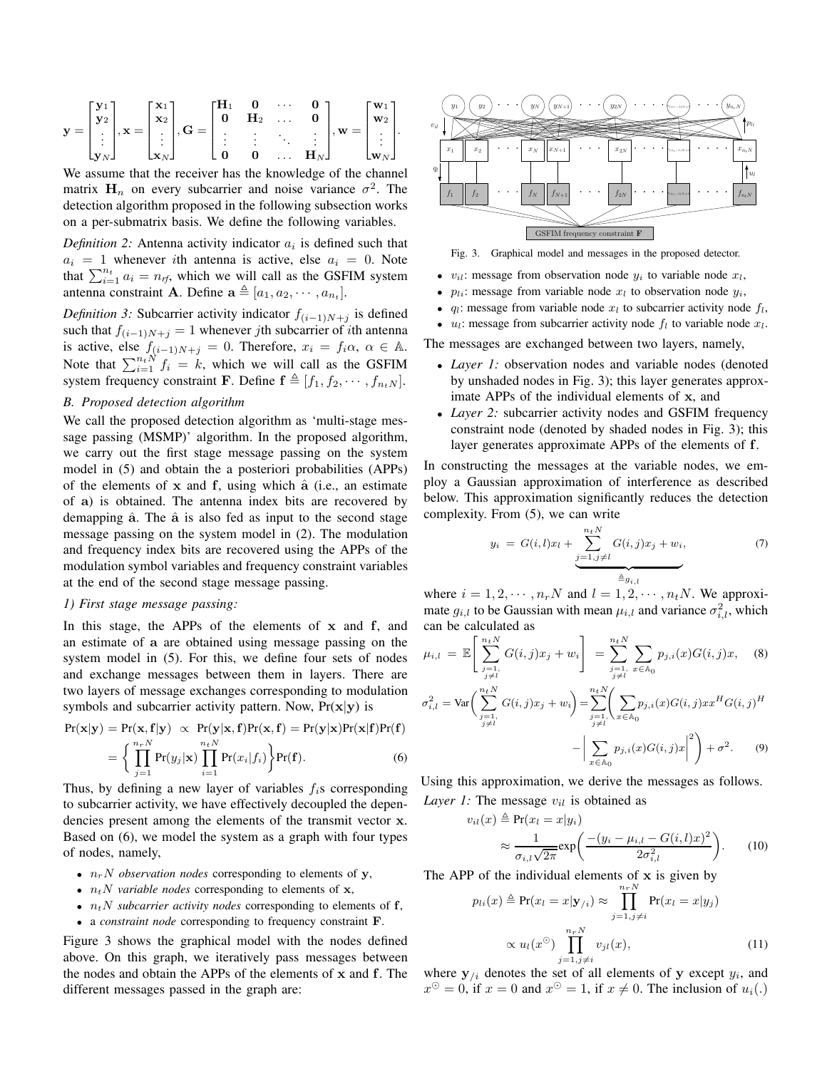$$\mathbf{y}=\begin{bmatrix}\mathbf{y}_1\\ \mathbf{y}_2\\ \vdots\\ \mathbf{y}_N\end{bmatrix},\mathbf{x}=\begin{bmatrix}\mathbf{x}_1\\ \mathbf{x}_2\\ \vdots\\ \mathbf{x}_N\end{bmatrix},\mathbf{G}=\begin{bmatrix}\mathbf{H}_1 & \mathbf{0} & \cdots & \mathbf{0}\\ \mathbf{0} & \mathbf{H}_2 & \dots & \mathbf{0}\\ \vdots & \vdots & \ddots & \vdots\\ \mathbf{0} & \mathbf{0} & \dots & \mathbf{H}_N\end{bmatrix},\mathbf{w}=\begin{bmatrix}\mathbf{w}_1\\ \mathbf{w}_2\\ \vdots\\ \mathbf{w}_N\end{bmatrix}.$$

We assume that the receiver has the knowledge of the channel matrix $\mathbf{H}_n$ on every subcarrier and noise variance $\sigma^2$. The detection algorithm proposed in the following subsection works on a per-submatrix basis. We define the following variables.

*Definition 2:* Antenna activity indicator $a_i$ is defined such that $a_i = 1$ whenever $i$th antenna is active, else $a_i = 0$. Note that $\sum_{i=1}^{n_t} a_i = n_{rf}$, which we will call as the GSFIM system antenna constraint $\mathbf{A}$. Define $\mathbf{a} \triangleq [a_1, a_2, \cdots, a_{n_t}]$.

*Definition 3:* Subcarrier activity indicator $f_{(i-1)N+j}$ is defined such that $f_{(i-1)N+j} = 1$ whenever $j$th subcarrier of $i$th antenna is active, else $f_{(i-1)N+j} = 0$. Therefore, $x_i = f_i\alpha$, $\alpha \in \mathbb{A}$. Note that $\sum_{i=1}^{n_tN} f_i = k$, which we will call as the GSFIM system frequency constraint $\mathbf{F}$. Define $\mathbf{f} \triangleq [f_1, f_2, \cdots, f_{n_tN}]$.

### B. Proposed detection algorithm

We call the proposed detection algorithm as 'multi-stage message passing (MSMP)' algorithm. In the proposed algorithm, we carry out the first stage message passing on the system model in (5) and obtain the a posteriori probabilities (APPs) of the elements of $\mathbf{x}$ and $\mathbf{f}$, using which $\hat{\mathbf{a}}$ (i.e., an estimate of $\mathbf{a}$) is obtained. The antenna index bits are recovered by demapping $\hat{\mathbf{a}}$. The $\hat{\mathbf{a}}$ is also fed as input to the second stage message passing on the system model in (2). The modulation and frequency index bits are recovered using the APPs of the modulation symbol variables and frequency constraint variables at the end of the second stage message passing.

#### 1) First stage message passing:

In this stage, the APPs of the elements of $\mathbf{x}$ and $\mathbf{f}$, and an estimate of $\mathbf{a}$ are obtained using message passing on the system model in (5). For this, we define four sets of nodes and exchange messages between them in layers. There are two layers of message exchanges corresponding to modulation symbols and subcarrier activity pattern. Now, $\Pr(\mathbf{x}|\mathbf{y})$ is

$$\Pr(\mathbf{x}|\mathbf{y}) = \Pr(\mathbf{x},\mathbf{f}|\mathbf{y}) \;\propto\; \Pr(\mathbf{y}|\mathbf{x},\mathbf{f})\Pr(\mathbf{x},\mathbf{f}) = \Pr(\mathbf{y}|\mathbf{x})\Pr(\mathbf{x}|\mathbf{f})\Pr(\mathbf{f})$$
$$= \Big\{\prod_{j=1}^{n_rN}\Pr(y_j|\mathbf{x})\prod_{i=1}^{n_tN}\Pr(x_i|f_i)\Big\}\Pr(\mathbf{f}). \tag{6}$$

Thus, by defining a new layer of variables $f_i$s corresponding to subcarrier activity, we have effectively decoupled the dependencies present among the elements of the transmit vector $\mathbf{x}$. Based on (6), we model the system as a graph with four types of nodes, namely,

- $n_rN$ *observation nodes* corresponding to elements of $\mathbf{y}$,
- $n_tN$ *variable nodes* corresponding to elements of $\mathbf{x}$,
- $n_tN$ *subcarrier activity nodes* corresponding to elements of $\mathbf{f}$,
- a *constraint node* corresponding to frequency constraint $\mathbf{F}$.

Figure 3 shows the graphical model with the nodes defined above. On this graph, we iteratively pass messages between the nodes and obtain the APPs of the elements of $\mathbf{x}$ and $\mathbf{f}$. The different messages passed in the graph are:

Fig. 3. Graphical model and messages in the proposed detector.

- $v_{il}$: message from observation node $y_i$ to variable node $x_l$,
- $p_{li}$: message from variable node $x_l$ to observation node $y_i$,
- $q_l$: message from variable node $x_l$ to subcarrier activity node $f_l$,
- $u_l$: message from subcarrier activity node $f_l$ to variable node $x_l$.

The messages are exchanged between two layers, namely,

- *Layer 1:* observation nodes and variable nodes (denoted by unshaded nodes in Fig. 3); this layer generates approximate APPs of the individual elements of $\mathbf{x}$, and
- *Layer 2:* subcarrier activity nodes and GSFIM frequency constraint node (denoted by shaded nodes in Fig. 3); this layer generates approximate APPs of the elements of $\mathbf{f}$.

In constructing the messages at the variable nodes, we employ a Gaussian approximation of interference as described below. This approximation significantly reduces the detection complexity. From (5), we can write

$$y_i \;=\; G(i,l)x_l + \underbrace{\sum_{j=1,j\neq l}^{n_tN} G(i,j)x_j + w_i}_{\triangleq g_{i,l}}, \tag{7}$$

where $i = 1, 2, \cdots, n_rN$ and $l = 1, 2, \cdots, n_tN$. We approximate $g_{i,l}$ to be Gaussian with mean $\mu_{i,l}$ and variance $\sigma_{i,l}^2$, which can be calculated as

$$\mu_{i,l} \;=\; \mathbb{E}\Bigg[\sum_{\substack{j=1,\\ j\neq l}}^{n_tN} G(i,j)x_j + w_i\Bigg] \;=\; \sum_{\substack{j=1,\\ j\neq l}}^{n_tN}\sum_{x\in\mathbb{A}_0} p_{j,i}(x)G(i,j)x, \tag{8}$$

$$\sigma_{i,l}^2 = \mathrm{Var}\Bigg(\sum_{\substack{j=1,\\ j\neq l}}^{n_tN} G(i,j)x_j + w_i\Bigg) = \sum_{\substack{j=1,\\ j\neq l}}^{n_tN}\Bigg(\sum_{x\in\mathbb{A}_0} p_{j,i}(x)G(i,j)xx^H G(i,j)^H - \Big|\sum_{x\in\mathbb{A}_0} p_{j,i}(x)G(i,j)x\Big|^2\Bigg) + \sigma^2. \tag{9}$$

Using this approximation, we derive the messages as follows.

*Layer 1:* The message $v_{il}$ is obtained as

$$v_{il}(x) \triangleq \Pr(x_l = x|y_i) \approx \frac{1}{\sigma_{i,l}\sqrt{2\pi}}\exp\bigg(\frac{-(y_i - \mu_{i,l} - G(i,l)x)^2}{2\sigma_{i,l}^2}\bigg). \tag{10}$$

The APP of the individual elements of $\mathbf{x}$ is given by

$$p_{li}(x) \triangleq \Pr(x_l = x|\mathbf{y}_{/i}) \approx \prod_{j=1,j\neq i}^{n_rN}\Pr(x_l = x|y_j) \propto u_l(x^{\odot})\prod_{j=1,j\neq i}^{n_rN} v_{jl}(x), \tag{11}$$

where $\mathbf{y}_{/i}$ denotes the set of all elements of $\mathbf{y}$ except $y_i$, and $x^{\odot} = 0$, if $x = 0$ and $x^{\odot} = 1$, if $x \neq 0$. The inclusion of $u_l(.)$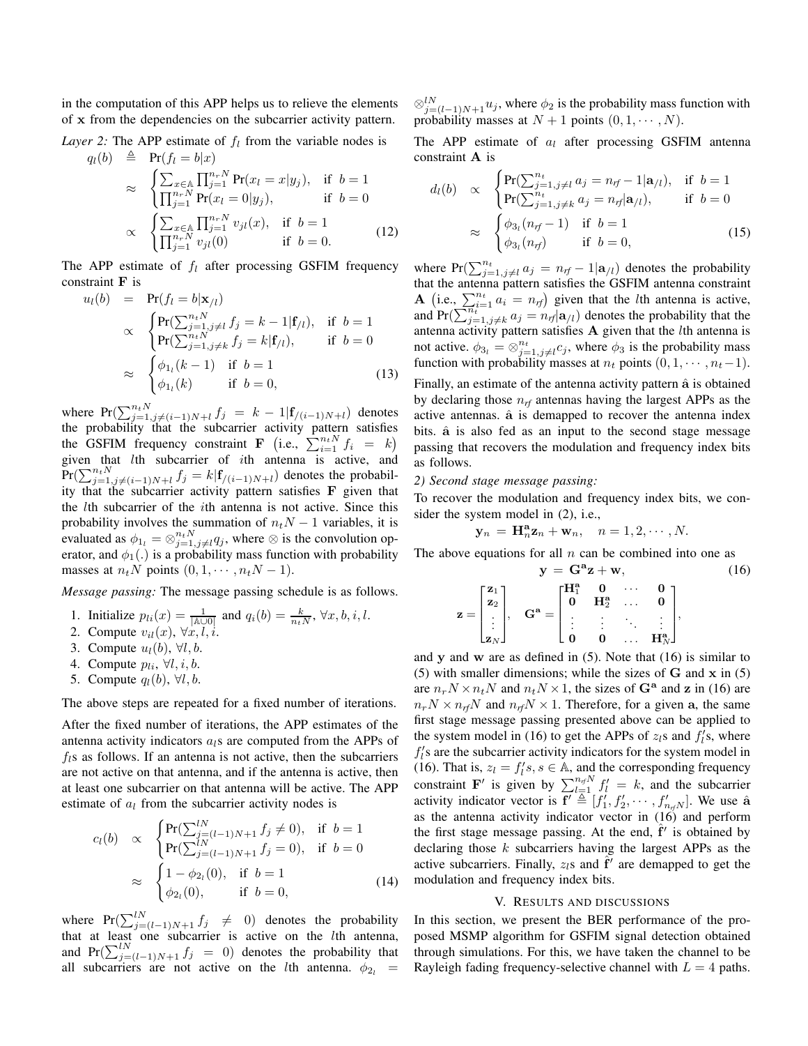in the computation of this APP helps us to relieve the elements of $\mathbf{x}$ from the dependencies on the subcarrier activity pattern.

*Layer 2:* The APP estimate of $f_l$ from the variable nodes is

$$
\begin{aligned}
q_l(b) &\triangleq \Pr(f_l = b|x) \\
&\approx \begin{cases} \sum_{x\in\mathbb{A}} \prod_{j=1}^{n_rN} \Pr(x_l = x|y_j), & \text{if } b = 1 \\ \prod_{j=1}^{n_rN} \Pr(x_l = 0|y_j), & \text{if } b = 0 \end{cases} \\
&\propto \begin{cases} \sum_{x\in\mathbb{A}} \prod_{j=1}^{n_rN} v_{jl}(x), & \text{if } b = 1 \\ \prod_{j=1}^{n_rN} v_{jl}(0) & \text{if } b = 0. \end{cases}
\end{aligned} \tag{12}
$$

The APP estimate of $f_l$ after processing GSFIM frequency constraint $\mathbf{F}$ is

$$
\begin{aligned}
u_l(b) &= \Pr(f_l = b|\mathbf{x}_{/l}) \\
&\propto \begin{cases} \Pr(\sum_{j=1,j\neq l}^{n_tN} f_j = k-1|\mathbf{f}_{/l}), & \text{if } b = 1 \\ \Pr(\sum_{j=1,j\neq k}^{n_tN} f_j = k|\mathbf{f}_{/l}), & \text{if } b = 0 \end{cases} \\
&\approx \begin{cases} \phi_{1_l}(k-1) & \text{if } b = 1 \\ \phi_{1_l}(k) & \text{if } b = 0, \end{cases}
\end{aligned} \tag{13}
$$

where $\Pr(\sum_{j=1,j\neq(i-1)N+l}^{n_tN} f_j = k-1|\mathbf{f}_{/(i-1)N+l})$ denotes the probability that the subcarrier activity pattern satisfies the GSFIM frequency constraint $\mathbf{F}$ $\left(\text{i.e., } \sum_{i=1}^{n_tN} f_i = k\right)$ given that $l$th subcarrier of $i$th antenna is active, and $\Pr(\sum_{j=1,j\neq(i-1)N+l}^{n_tN} f_j = k|\mathbf{f}_{/(i-1)N+l})$ denotes the probability that the subcarrier activity pattern satisfies $\mathbf{F}$ given that the $l$th subcarrier of the $i$th antenna is not active. Since this probability involves the summation of $n_tN-1$ variables, it is evaluated as $\phi_{1_l} = \otimes_{j=1,j\neq l}^{n_tN} q_j$, where $\otimes$ is the convolution operator, and $\phi_1(.)$ is a probability mass function with probability masses at $n_tN$ points $(0,1,\cdots,n_tN-1)$.

*Message passing:* The message passing schedule is as follows.

1. Initialize $p_{li}(x) = \frac{1}{|\mathbb{A}\cup 0|}$ and $q_i(b) = \frac{k}{n_tN}$, $\forall x, b, i, l$.
2. Compute $v_{il}(x)$, $\forall x, l, i$.
3. Compute $u_l(b)$, $\forall l, b$.
4. Compute $p_{li}$, $\forall l, i, b$.
5. Compute $q_l(b)$, $\forall l, b$.

The above steps are repeated for a fixed number of iterations.

After the fixed number of iterations, the APP estimates of the antenna activity indicators $a_l$s are computed from the APPs of $f_l$s as follows. If an antenna is not active, then the subcarriers are not active on that antenna, and if the antenna is active, then at least one subcarrier on that antenna will be active. The APP estimate of $a_l$ from the subcarrier activity nodes is

$$
\begin{aligned}
c_l(b) &\propto \begin{cases} \Pr(\sum_{j=(l-1)N+1}^{lN} f_j \neq 0), & \text{if } b = 1 \\ \Pr(\sum_{j=(l-1)N+1}^{lN} f_j = 0), & \text{if } b = 0 \end{cases} \\
&\approx \begin{cases} 1-\phi_{2_l}(0), & \text{if } b = 1 \\ \phi_{2_l}(0), & \text{if } b = 0, \end{cases}
\end{aligned} \tag{14}
$$

where $\Pr(\sum_{j=(l-1)N+1}^{lN} f_j \neq 0)$ denotes the probability that at least one subcarrier is active on the $l$th antenna, and $\Pr(\sum_{j=(l-1)N+1}^{lN} f_j = 0)$ denotes the probability that all subcarriers are not active on the $l$th antenna. $\phi_{2_l} = \otimes_{j=(l-1)N+1}^{lN} u_j$, where $\phi_2$ is the probability mass function with probability masses at $N+1$ points $(0,1,\cdots,N)$.

The APP estimate of $a_l$ after processing GSFIM antenna constraint $\mathbf{A}$ is

$$
\begin{aligned}
d_l(b) &\propto \begin{cases} \Pr(\sum_{j=1,j\neq l}^{n_t} a_j = n_{rf}-1|\mathbf{a}_{/l}), & \text{if } b = 1 \\ \Pr(\sum_{j=1,j\neq k}^{n_t} a_j = n_{rf}|\mathbf{a}_{/l}), & \text{if } b = 0 \end{cases} \\
&\approx \begin{cases} \phi_{3_l}(n_{rf}-1) & \text{if } b = 1 \\ \phi_{3_l}(n_{rf}) & \text{if } b = 0, \end{cases}
\end{aligned} \tag{15}
$$

where $\Pr(\sum_{j=1,j\neq l}^{n_t} a_j = n_{rf}-1|\mathbf{a}_{/l})$ denotes the probability that the antenna pattern satisfies the GSFIM antenna constraint $\mathbf{A}$ $\left(\text{i.e., } \sum_{i=1}^{n_t} a_i = n_{rf}\right)$ given that the $l$th antenna is active, and $\Pr(\sum_{j=1,j\neq k}^{n_t} a_j = n_{rf}|\mathbf{a}_{/l})$ denotes the probability that the antenna activity pattern satisfies $\mathbf{A}$ given that the $l$th antenna is not active. $\phi_{3_l} = \otimes_{j=1,j\neq l}^{n_t} c_j$, where $\phi_3$ is the probability mass function with probability masses at $n_t$ points $(0,1,\cdots,n_t-1)$.

Finally, an estimate of the antenna activity pattern $\hat{\mathbf{a}}$ is obtained by declaring those $n_{rf}$ antennas having the largest APPs as the active antennas. $\hat{\mathbf{a}}$ is demapped to recover the antenna index bits. $\hat{\mathbf{a}}$ is also fed as an input to the second stage message passing that recovers the modulation and frequency index bits as follows.

*2) Second stage message passing:*

To recover the modulation and frequency index bits, we consider the system model in (2), i.e.,

$$
\mathbf{y}_n = \mathbf{H}_n^{\mathbf{a}}\mathbf{z}_n + \mathbf{w}_n, \quad n = 1,2,\cdots,N.
$$

The above equations for all $n$ can be combined into one as

$$
\mathbf{y} = \mathbf{G}^{\mathbf{a}}\mathbf{z} + \mathbf{w}, \tag{16}
$$

$$
\mathbf{z} = \begin{bmatrix} \mathbf{z}_1 \\ \mathbf{z}_2 \\ \vdots \\ \mathbf{z}_N \end{bmatrix}, \quad \mathbf{G}^{\mathbf{a}} = \begin{bmatrix} \mathbf{H}_1^{\mathbf{a}} & \mathbf{0} & \cdots & \mathbf{0} \\ \mathbf{0} & \mathbf{H}_2^{\mathbf{a}} & \ldots & \mathbf{0} \\ \vdots & \vdots & \ddots & \vdots \\ \mathbf{0} & \mathbf{0} & \ldots & \mathbf{H}_N^{\mathbf{a}} \end{bmatrix},
$$

and $\mathbf{y}$ and $\mathbf{w}$ are as defined in (5). Note that (16) is similar to (5) with smaller dimensions; while the sizes of $\mathbf{G}$ and $\mathbf{x}$ in (5) are $n_rN \times n_tN$ and $n_tN \times 1$, the sizes of $\mathbf{G}^{\mathbf{a}}$ and $\mathbf{z}$ in (16) are $n_rN \times n_{rf}N$ and $n_{rf}N \times 1$. Therefore, for a given $\mathbf{a}$, the same first stage message passing presented above can be applied to the system model in (16) to get the APPs of $z_l$s and $f_l'$s, where $f_l'$s are the subcarrier activity indicators for the system model in (16). That is, $z_l = f_l's$, $s \in \mathbb{A}$, and the corresponding frequency constraint $\mathbf{F}'$ is given by $\sum_{l=1}^{n_{rf}N} f_l' = k$, and the subcarrier activity indicator vector is $\mathbf{f}' \triangleq [f_1', f_2', \cdots, f_{n_{rf}N}']$. We use $\hat{\mathbf{a}}$ as the antenna activity indicator vector in (16) and perform the first stage message passing. At the end, $\hat{\mathbf{f}}'$ is obtained by declaring those $k$ subcarriers having the largest APPs as the active subcarriers. Finally, $z_l$s and $\hat{\mathbf{f}}'$ are demapped to get the modulation and frequency index bits.

## V. Results and discussions

In this section, we present the BER performance of the proposed MSMP algorithm for GSFIM signal detection obtained through simulations. For this, we have taken the channel to be Rayleigh fading frequency-selective channel with $L = 4$ paths.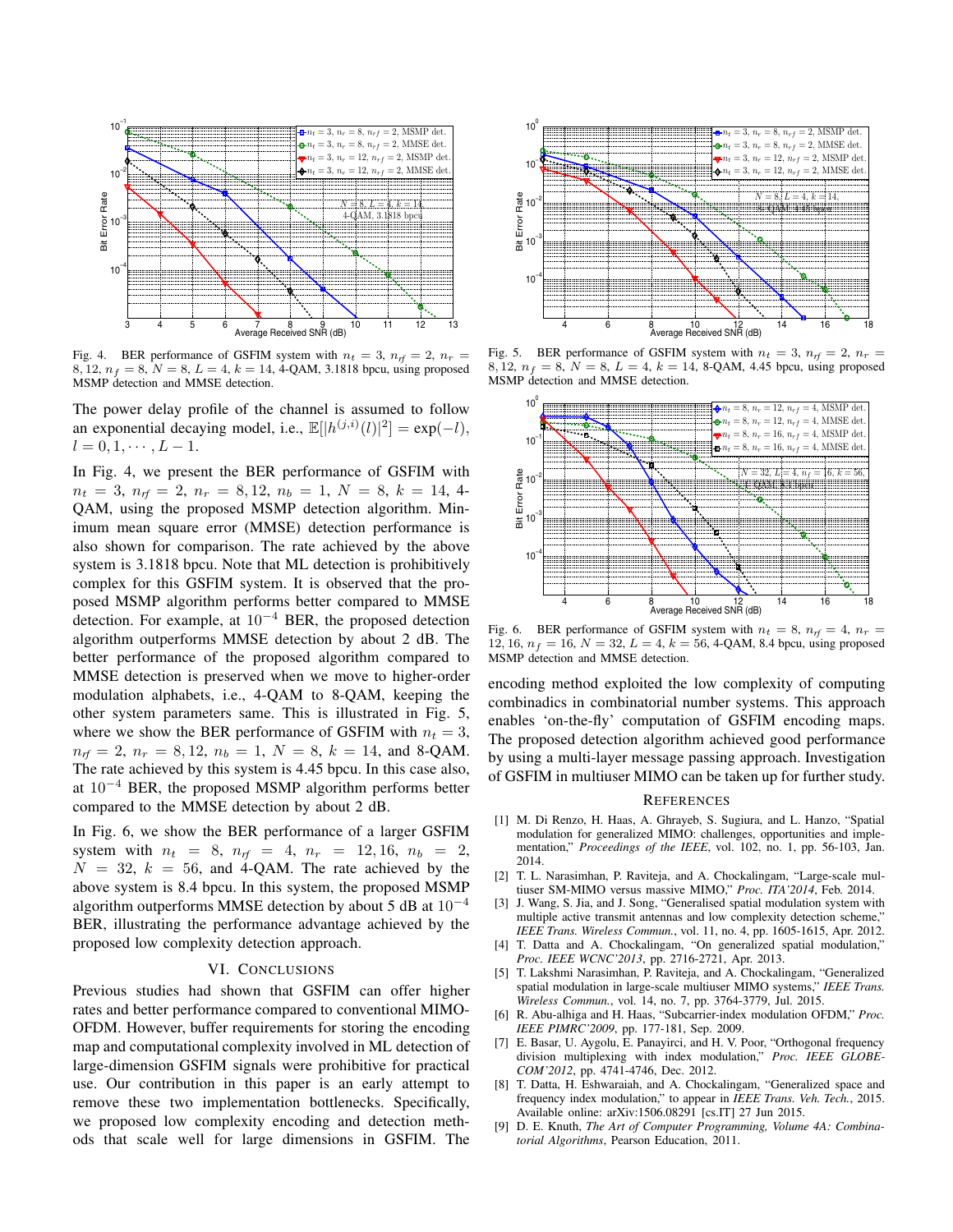10^{-1}

10^{-2}

10^{-3}

10^{-4}

Bit Error Rate

3 4 5 6 7 8 9 10 11 12 13

Average Received SNR (dB)

$n_t = 3$, $n_r = 8$, $n_{rf} = 2$, MSMP det.

$n_t = 3$, $n_r = 8$, $n_{rf} = 2$, MMSE det.

$n_t = 3$, $n_r = 12$, $n_{rf} = 2$, MSMP det.

$n_t = 3$, $n_r = 12$, $n_{rf} = 2$, MMSE det.

$N = 8$, $L = 4$, $k = 14$, 4-QAM, 3.1818 bpcu

Fig. 4. BER performance of GSFIM system with $n_t = 3$, $n_{rf} = 2$, $n_r = 8, 12$, $n_f = 8$, $N = 8$, $L = 4$, $k = 14$, 4-QAM, 3.1818 bpcu, using proposed MSMP detection and MMSE detection.

10^{0}

10^{-1}

10^{-2}

10^{-3}

10^{-4}

Bit Error Rate

4 6 8 10 12 14 16 18

Average Received SNR (dB)

$n_t = 3$, $n_r = 8$, $n_{rf} = 2$, MSMP det.

$n_t = 3$, $n_r = 8$, $n_{rf} = 2$, MMSE det.

$n_t = 3$, $n_r = 12$, $n_{rf} = 2$, MSMP det.

$n_t = 3$, $n_r = 12$, $n_{rf} = 2$, MMSE det.

$N = 8$, $L = 4$, $k = 14$, 8-QAM, 4.45 bpcu

Fig. 5. BER performance of GSFIM system with $n_t = 3$, $n_{rf} = 2$, $n_r = 8, 12$, $n_f = 8$, $N = 8$, $L = 4$, $k = 14$, 8-QAM, 4.45 bpcu, using proposed MSMP detection and MMSE detection.

10^{0}

10^{-1}

10^{-2}

10^{-3}

10^{-4}

Bit Error Rate

4 6 8 10 12 14 16 18

Average Received SNR (dB)

$n_t = 8$, $n_r = 12$, $n_{rf} = 4$, MSMP det.

$n_t = 8$, $n_r = 12$, $n_{rf} = 4$, MMSE det.

$n_t = 8$, $n_r = 16$, $n_{rf} = 4$, MSMP det.

$n_t = 8$, $n_r = 16$, $n_{rf} = 4$, MMSE det.

$N = 32$, $L = 4$, $n_f = 16$, $k = 56$, 4-QAM, 8.4 bpcu

Fig. 6. BER performance of GSFIM system with $n_t = 8$, $n_{rf} = 4$, $n_r = 12, 16$, $n_f = 16$, $N = 32$, $L = 4$, $k = 56$, 4-QAM, 8.4 bpcu, using proposed MSMP detection and MMSE detection.

The power delay profile of the channel is assumed to follow an exponential decaying model, i.e., $\mathbb{E}[|h^{(j,i)}(l)|^2] = \exp(-l)$, $l = 0, 1, \cdots, L-1$.

In Fig. 4, we present the BER performance of GSFIM with $n_t = 3$, $n_{rf} = 2$, $n_r = 8, 12$, $n_b = 1$, $N = 8$, $k = 14$, 4-QAM, using the proposed MSMP detection algorithm. Minimum mean square error (MMSE) detection performance is also shown for comparison. The rate achieved by the above system is 3.1818 bpcu. Note that ML detection is prohibitively complex for this GSFIM system. It is observed that the proposed MSMP algorithm performs better compared to MMSE detection. For example, at $10^{-4}$ BER, the proposed detection algorithm outperforms MMSE detection by about 2 dB. The better performance of the proposed algorithm compared to MMSE detection is preserved when we move to higher-order modulation alphabets, i.e., 4-QAM to 8-QAM, keeping the other system parameters same. This is illustrated in Fig. 5, where we show the BER performance of GSFIM with $n_t = 3$, $n_{rf} = 2$, $n_r = 8, 12$, $n_b = 1$, $N = 8$, $k = 14$, and 8-QAM. The rate achieved by this system is 4.45 bpcu. In this case also, at $10^{-4}$ BER, the proposed MSMP algorithm performs better compared to the MMSE detection by about 2 dB.

In Fig. 6, we show the BER performance of a larger GSFIM system with $n_t = 8$, $n_{rf} = 4$, $n_r = 12, 16$, $n_b = 2$, $N = 32$, $k = 56$, and 4-QAM. The rate achieved by the above system is 8.4 bpcu. In this system, the proposed MSMP algorithm outperforms MMSE detection by about 5 dB at $10^{-4}$ BER, illustrating the performance advantage achieved by the proposed low complexity detection approach.

## VI. Conclusions

Previous studies had shown that GSFIM can offer higher rates and better performance compared to conventional MIMO-OFDM. However, buffer requirements for storing the encoding map and computational complexity involved in ML detection of large-dimension GSFIM signals were prohibitive for practical use. Our contribution in this paper is an early attempt to remove these two implementation bottlenecks. Specifically, we proposed low complexity encoding and detection methods that scale well for large dimensions in GSFIM. The encoding method exploited the low complexity of computing combinadics in combinatorial number systems. This approach enables 'on-the-fly' computation of GSFIM encoding maps. The proposed detection algorithm achieved good performance by using a multi-layer message passing approach. Investigation of GSFIM in multiuser MIMO can be taken up for further study.

## References

[1] M. Di Renzo, H. Haas, A. Ghrayeb, S. Sugiura, and L. Hanzo, "Spatial modulation for generalized MIMO: challenges, opportunities and implementation," *Proceedings of the IEEE*, vol. 102, no. 1, pp. 56-103, Jan. 2014.

[2] T. L. Narasimhan, P. Raviteja, and A. Chockalingam, "Large-scale multiuser SM-MIMO versus massive MIMO," *Proc. ITA'2014*, Feb. 2014.

[3] J. Wang, S. Jia, and J. Song, "Generalised spatial modulation system with multiple active transmit antennas and low complexity detection scheme," *IEEE Trans. Wireless Commun.*, vol. 11, no. 4, pp. 1605-1615, Apr. 2012.

[4] T. Datta and A. Chockalingam, "On generalized spatial modulation," *Proc. IEEE WCNC'2013*, pp. 2716-2721, Apr. 2013.

[5] T. Lakshmi Narasimhan, P. Raviteja, and A. Chockalingam, "Generalized spatial modulation in large-scale multiuser MIMO systems," *IEEE Trans. Wireless Commun.*, vol. 14, no. 7, pp. 3764-3779, Jul. 2015.

[6] R. Abu-alhiga and H. Haas, "Subcarrier-index modulation OFDM," *Proc. IEEE PIMRC'2009*, pp. 177-181, Sep. 2009.

[7] E. Basar, U. Aygolu, E. Panayirci, and H. V. Poor, "Orthogonal frequency division multiplexing with index modulation," *Proc. IEEE GLOBECOM'2012*, pp. 4741-4746, Dec. 2012.

[8] T. Datta, H. Eshwaraiah, and A. Chockalingam, "Generalized space and frequency index modulation," to appear in *IEEE Trans. Veh. Tech.*, 2015. Available online: arXiv:1506.08291 [cs.IT] 27 Jun 2015.

[9] D. E. Knuth, *The Art of Computer Programming, Volume 4A: Combinatorial Algorithms*, Pearson Education, 2011.